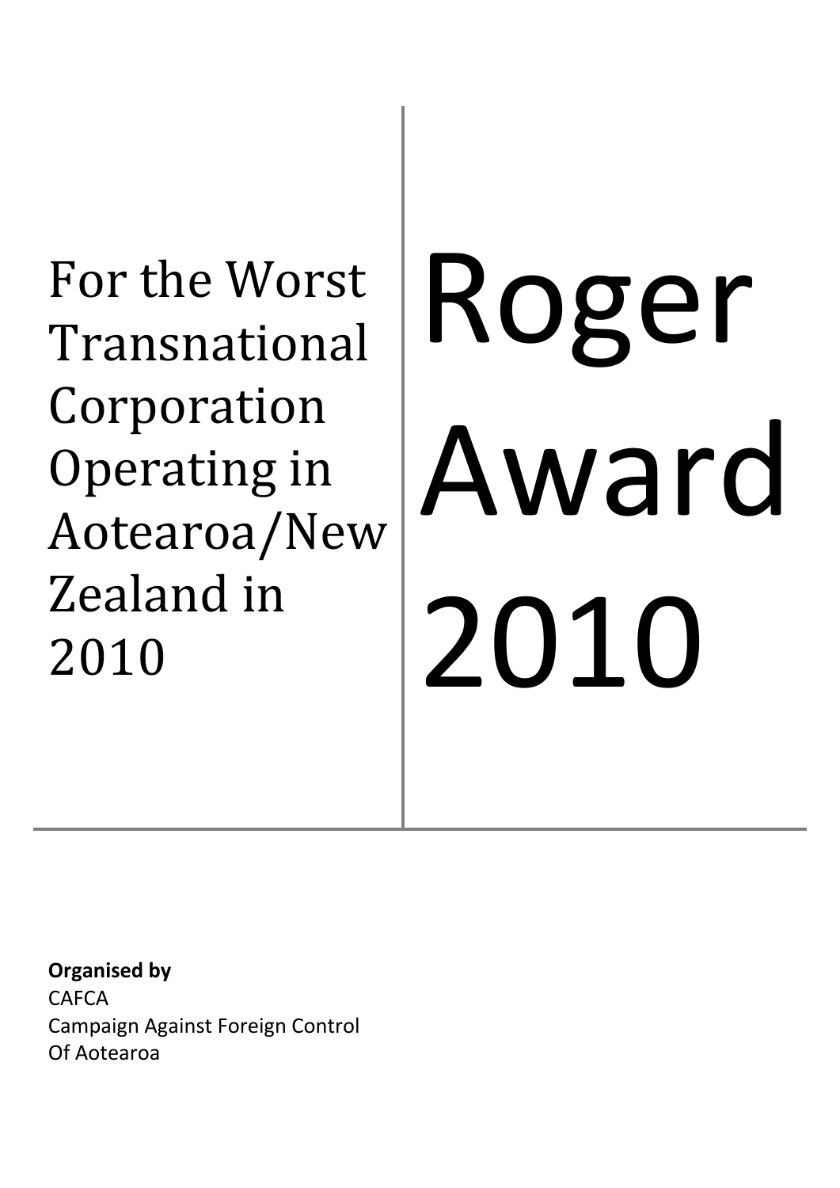# Roger Award 2010

For the Worst Transnational Corporation Operating in Aotearoa/New Zealand in 2010

**Organised by**
CAFCA
Campaign Against Foreign Control
Of Aotearoa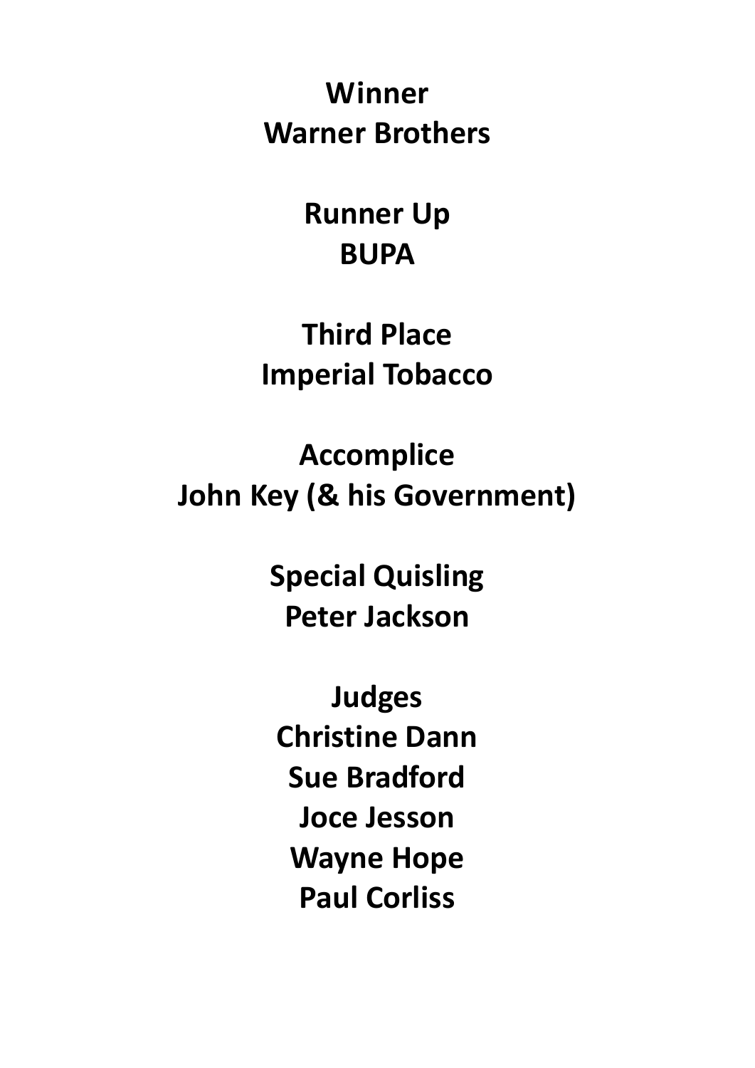**Winner**
**Warner Brothers**

**Runner Up**
**BUPA**

**Third Place**
**Imperial Tobacco**

**Accomplice**
**John Key (& his Government)**

**Special Quisling**
**Peter Jackson**

**Judges**
**Christine Dann**
**Sue Bradford**
**Joce Jesson**
**Wayne Hope**
**Paul Corliss**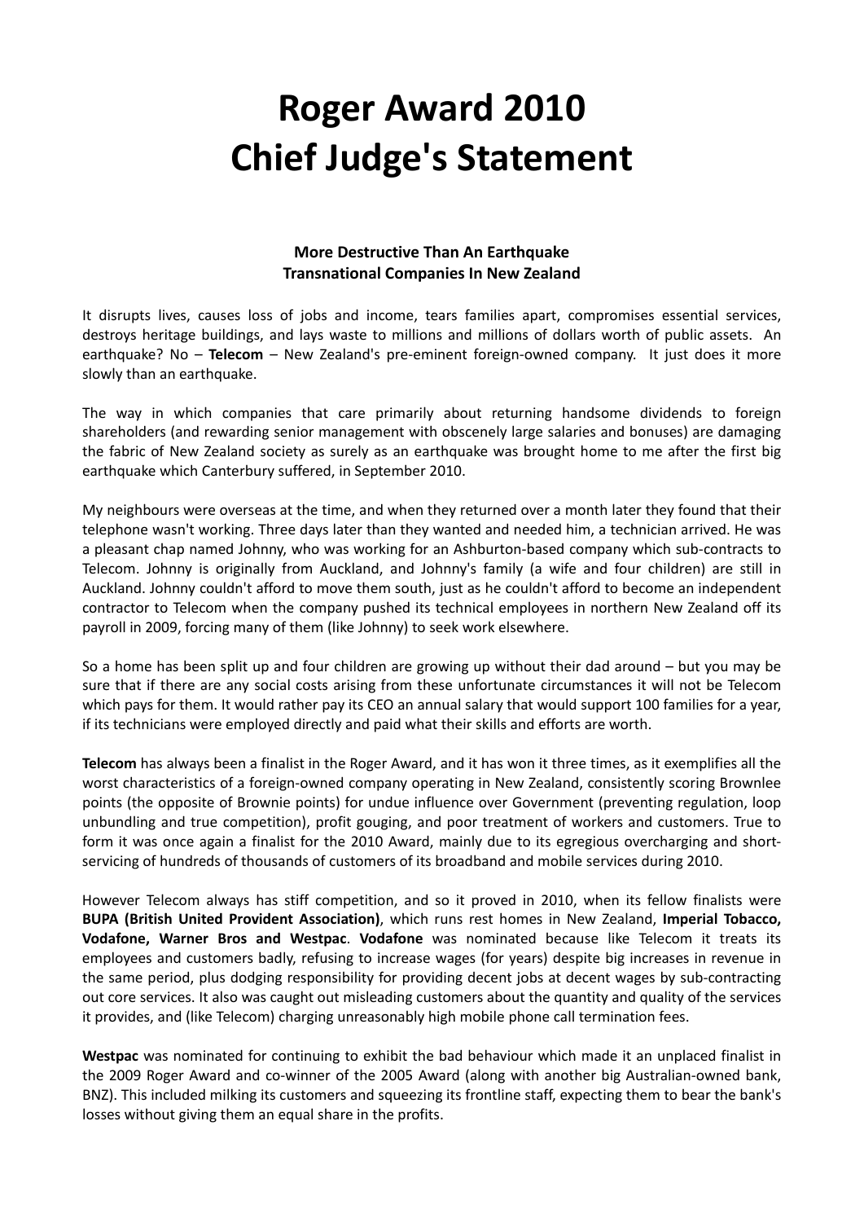# Roger Award 2010
# Chief Judge's Statement

**More Destructive Than An Earthquake**
**Transnational Companies In New Zealand**

It disrupts lives, causes loss of jobs and income, tears families apart, compromises essential services, destroys heritage buildings, and lays waste to millions and millions of dollars worth of public assets. An earthquake? No – **Telecom** – New Zealand's pre-eminent foreign-owned company. It just does it more slowly than an earthquake.

The way in which companies that care primarily about returning handsome dividends to foreign shareholders (and rewarding senior management with obscenely large salaries and bonuses) are damaging the fabric of New Zealand society as surely as an earthquake was brought home to me after the first big earthquake which Canterbury suffered, in September 2010.

My neighbours were overseas at the time, and when they returned over a month later they found that their telephone wasn't working. Three days later than they wanted and needed him, a technician arrived. He was a pleasant chap named Johnny, who was working for an Ashburton-based company which sub-contracts to Telecom. Johnny is originally from Auckland, and Johnny's family (a wife and four children) are still in Auckland. Johnny couldn't afford to move them south, just as he couldn't afford to become an independent contractor to Telecom when the company pushed its technical employees in northern New Zealand off its payroll in 2009, forcing many of them (like Johnny) to seek work elsewhere.

So a home has been split up and four children are growing up without their dad around – but you may be sure that if there are any social costs arising from these unfortunate circumstances it will not be Telecom which pays for them. It would rather pay its CEO an annual salary that would support 100 families for a year, if its technicians were employed directly and paid what their skills and efforts are worth.

**Telecom** has always been a finalist in the Roger Award, and it has won it three times, as it exemplifies all the worst characteristics of a foreign-owned company operating in New Zealand, consistently scoring Brownlee points (the opposite of Brownie points) for undue influence over Government (preventing regulation, loop unbundling and true competition), profit gouging, and poor treatment of workers and customers. True to form it was once again a finalist for the 2010 Award, mainly due to its egregious overcharging and short-servicing of hundreds of thousands of customers of its broadband and mobile services during 2010.

However Telecom always has stiff competition, and so it proved in 2010, when its fellow finalists were **BUPA (British United Provident Association)**, which runs rest homes in New Zealand, **Imperial Tobacco, Vodafone, Warner Bros and Westpac**. **Vodafone** was nominated because like Telecom it treats its employees and customers badly, refusing to increase wages (for years) despite big increases in revenue in the same period, plus dodging responsibility for providing decent jobs at decent wages by sub-contracting out core services. It also was caught out misleading customers about the quantity and quality of the services it provides, and (like Telecom) charging unreasonably high mobile phone call termination fees.

**Westpac** was nominated for continuing to exhibit the bad behaviour which made it an unplaced finalist in the 2009 Roger Award and co-winner of the 2005 Award (along with another big Australian-owned bank, BNZ). This included milking its customers and squeezing its frontline staff, expecting them to bear the bank's losses without giving them an equal share in the profits.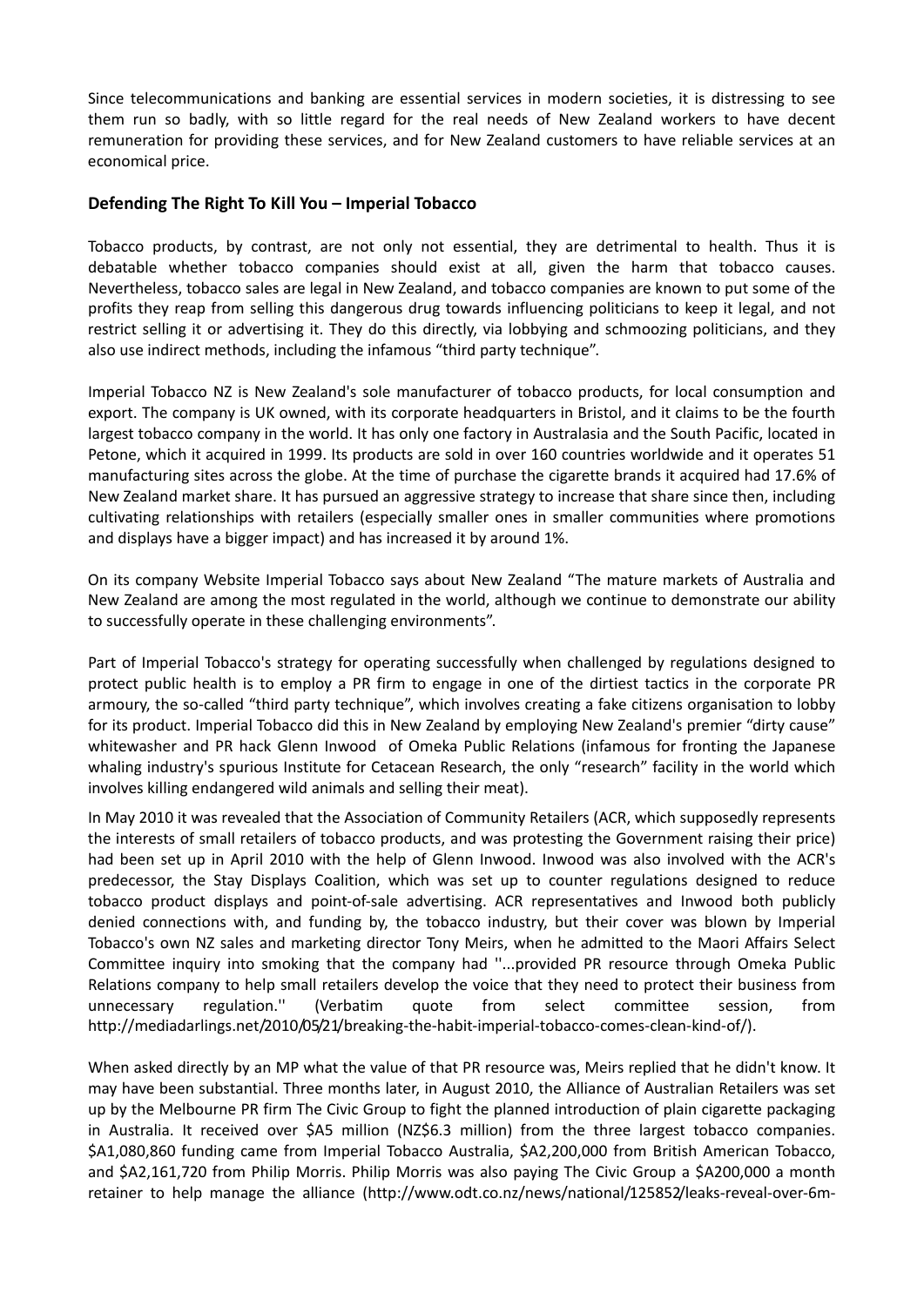Since telecommunications and banking are essential services in modern societies, it is distressing to see them run so badly, with so little regard for the real needs of New Zealand workers to have decent remuneration for providing these services, and for New Zealand customers to have reliable services at an economical price.

### Defending The Right To Kill You – Imperial Tobacco

Tobacco products, by contrast, are not only not essential, they are detrimental to health. Thus it is debatable whether tobacco companies should exist at all, given the harm that tobacco causes. Nevertheless, tobacco sales are legal in New Zealand, and tobacco companies are known to put some of the profits they reap from selling this dangerous drug towards influencing politicians to keep it legal, and not restrict selling it or advertising it. They do this directly, via lobbying and schmoozing politicians, and they also use indirect methods, including the infamous "third party technique".

Imperial Tobacco NZ is New Zealand's sole manufacturer of tobacco products, for local consumption and export. The company is UK owned, with its corporate headquarters in Bristol, and it claims to be the fourth largest tobacco company in the world. It has only one factory in Australasia and the South Pacific, located in Petone, which it acquired in 1999. Its products are sold in over 160 countries worldwide and it operates 51 manufacturing sites across the globe. At the time of purchase the cigarette brands it acquired had 17.6% of New Zealand market share. It has pursued an aggressive strategy to increase that share since then, including cultivating relationships with retailers (especially smaller ones in smaller communities where promotions and displays have a bigger impact) and has increased it by around 1%.

On its company Website Imperial Tobacco says about New Zealand "The mature markets of Australia and New Zealand are among the most regulated in the world, although we continue to demonstrate our ability to successfully operate in these challenging environments".

Part of Imperial Tobacco's strategy for operating successfully when challenged by regulations designed to protect public health is to employ a PR firm to engage in one of the dirtiest tactics in the corporate PR armoury, the so-called "third party technique", which involves creating a fake citizens organisation to lobby for its product. Imperial Tobacco did this in New Zealand by employing New Zealand's premier "dirty cause" whitewasher and PR hack Glenn Inwood of Omeka Public Relations (infamous for fronting the Japanese whaling industry's spurious Institute for Cetacean Research, the only "research" facility in the world which involves killing endangered wild animals and selling their meat).

In May 2010 it was revealed that the Association of Community Retailers (ACR, which supposedly represents the interests of small retailers of tobacco products, and was protesting the Government raising their price) had been set up in April 2010 with the help of Glenn Inwood. Inwood was also involved with the ACR's predecessor, the Stay Displays Coalition, which was set up to counter regulations designed to reduce tobacco product displays and point-of-sale advertising. ACR representatives and Inwood both publicly denied connections with, and funding by, the tobacco industry, but their cover was blown by Imperial Tobacco's own NZ sales and marketing director Tony Meirs, when he admitted to the Maori Affairs Select Committee inquiry into smoking that the company had ''...provided PR resource through Omeka Public Relations company to help small retailers develop the voice that they need to protect their business from unnecessary regulation.'' (Verbatim quote from select committee session, from http://mediadarlings.net/2010/05/21/breaking-the-habit-imperial-tobacco-comes-clean-kind-of/).

When asked directly by an MP what the value of that PR resource was, Meirs replied that he didn't know. It may have been substantial. Three months later, in August 2010, the Alliance of Australian Retailers was set up by the Melbourne PR firm The Civic Group to fight the planned introduction of plain cigarette packaging in Australia. It received over $A5 million (NZ$6.3 million) from the three largest tobacco companies. $A1,080,860 funding came from Imperial Tobacco Australia, $A2,200,000 from British American Tobacco, and $A2,161,720 from Philip Morris. Philip Morris was also paying The Civic Group a $A200,000 a month retainer to help manage the alliance (http://www.odt.co.nz/news/national/125852/leaks-reveal-over-6m-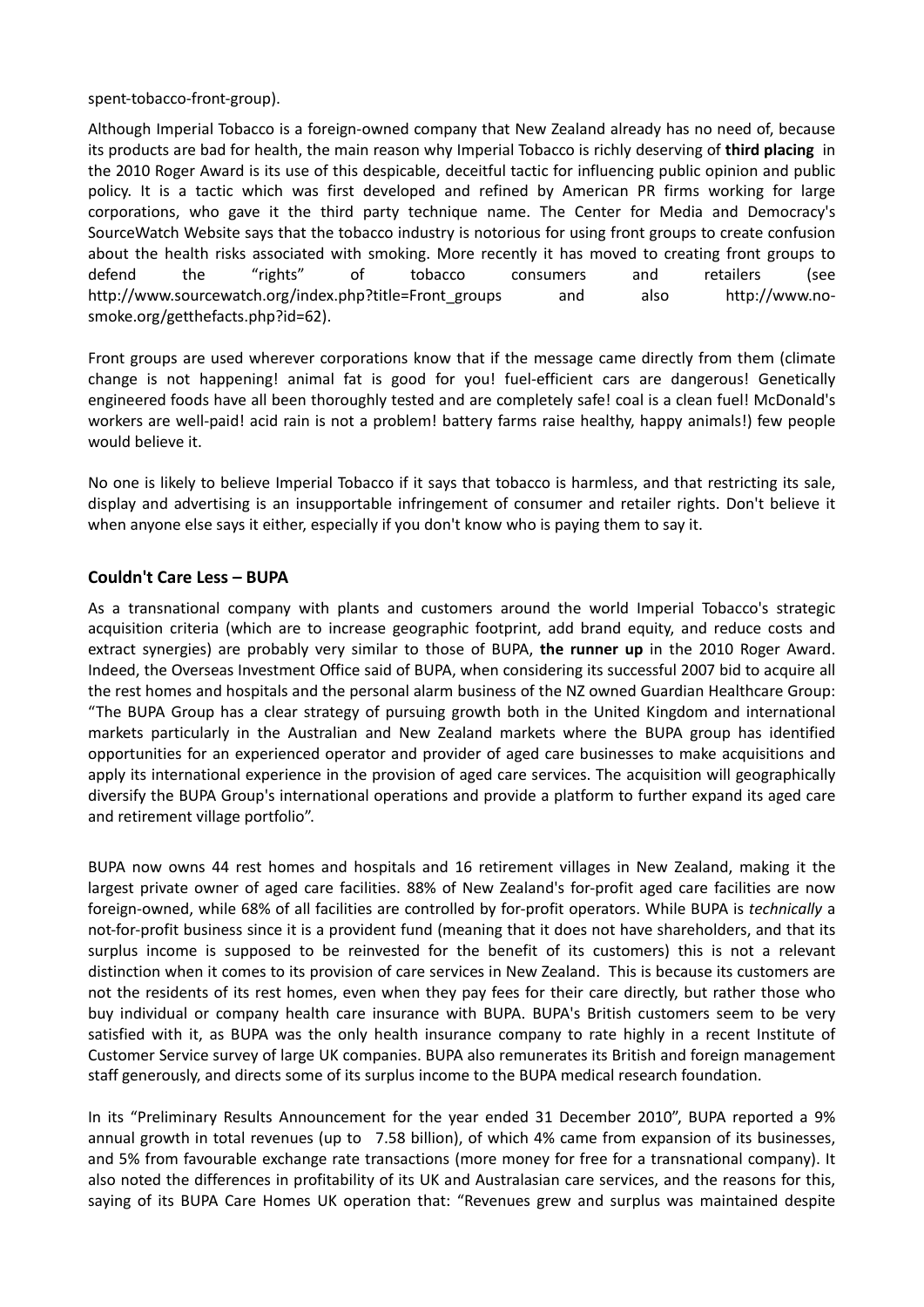spent-tobacco-front-group).

Although Imperial Tobacco is a foreign-owned company that New Zealand already has no need of, because its products are bad for health, the main reason why Imperial Tobacco is richly deserving of **third placing** in the 2010 Roger Award is its use of this despicable, deceitful tactic for influencing public opinion and public policy. It is a tactic which was first developed and refined by American PR firms working for large corporations, who gave it the third party technique name. The Center for Media and Democracy's SourceWatch Website says that the tobacco industry is notorious for using front groups to create confusion about the health risks associated with smoking. More recently it has moved to creating front groups to defend the "rights" of tobacco consumers and retailers (see http://www.sourcewatch.org/index.php?title=Front_groups and also http://www.no-smoke.org/getthefacts.php?id=62).

Front groups are used wherever corporations know that if the message came directly from them (climate change is not happening! animal fat is good for you! fuel-efficient cars are dangerous! Genetically engineered foods have all been thoroughly tested and are completely safe! coal is a clean fuel! McDonald's workers are well-paid! acid rain is not a problem! battery farms raise healthy, happy animals!) few people would believe it.

No one is likely to believe Imperial Tobacco if it says that tobacco is harmless, and that restricting its sale, display and advertising is an insupportable infringement of consumer and retailer rights. Don't believe it when anyone else says it either, especially if you don't know who is paying them to say it.

### Couldn't Care Less – BUPA

As a transnational company with plants and customers around the world Imperial Tobacco's strategic acquisition criteria (which are to increase geographic footprint, add brand equity, and reduce costs and extract synergies) are probably very similar to those of BUPA, **the runner up** in the 2010 Roger Award. Indeed, the Overseas Investment Office said of BUPA, when considering its successful 2007 bid to acquire all the rest homes and hospitals and the personal alarm business of the NZ owned Guardian Healthcare Group: "The BUPA Group has a clear strategy of pursuing growth both in the United Kingdom and international markets particularly in the Australian and New Zealand markets where the BUPA group has identified opportunities for an experienced operator and provider of aged care businesses to make acquisitions and apply its international experience in the provision of aged care services. The acquisition will geographically diversify the BUPA Group's international operations and provide a platform to further expand its aged care and retirement village portfolio".

BUPA now owns 44 rest homes and hospitals and 16 retirement villages in New Zealand, making it the largest private owner of aged care facilities. 88% of New Zealand's for-profit aged care facilities are now foreign-owned, while 68% of all facilities are controlled by for-profit operators. While BUPA is *technically* a not-for-profit business since it is a provident fund (meaning that it does not have shareholders, and that its surplus income is supposed to be reinvested for the benefit of its customers) this is not a relevant distinction when it comes to its provision of care services in New Zealand. This is because its customers are not the residents of its rest homes, even when they pay fees for their care directly, but rather those who buy individual or company health care insurance with BUPA. BUPA's British customers seem to be very satisfied with it, as BUPA was the only health insurance company to rate highly in a recent Institute of Customer Service survey of large UK companies. BUPA also remunerates its British and foreign management staff generously, and directs some of its surplus income to the BUPA medical research foundation.

In its "Preliminary Results Announcement for the year ended 31 December 2010", BUPA reported a 9% annual growth in total revenues (up to 7.58 billion), of which 4% came from expansion of its businesses, and 5% from favourable exchange rate transactions (more money for free for a transnational company). It also noted the differences in profitability of its UK and Australasian care services, and the reasons for this, saying of its BUPA Care Homes UK operation that: "Revenues grew and surplus was maintained despite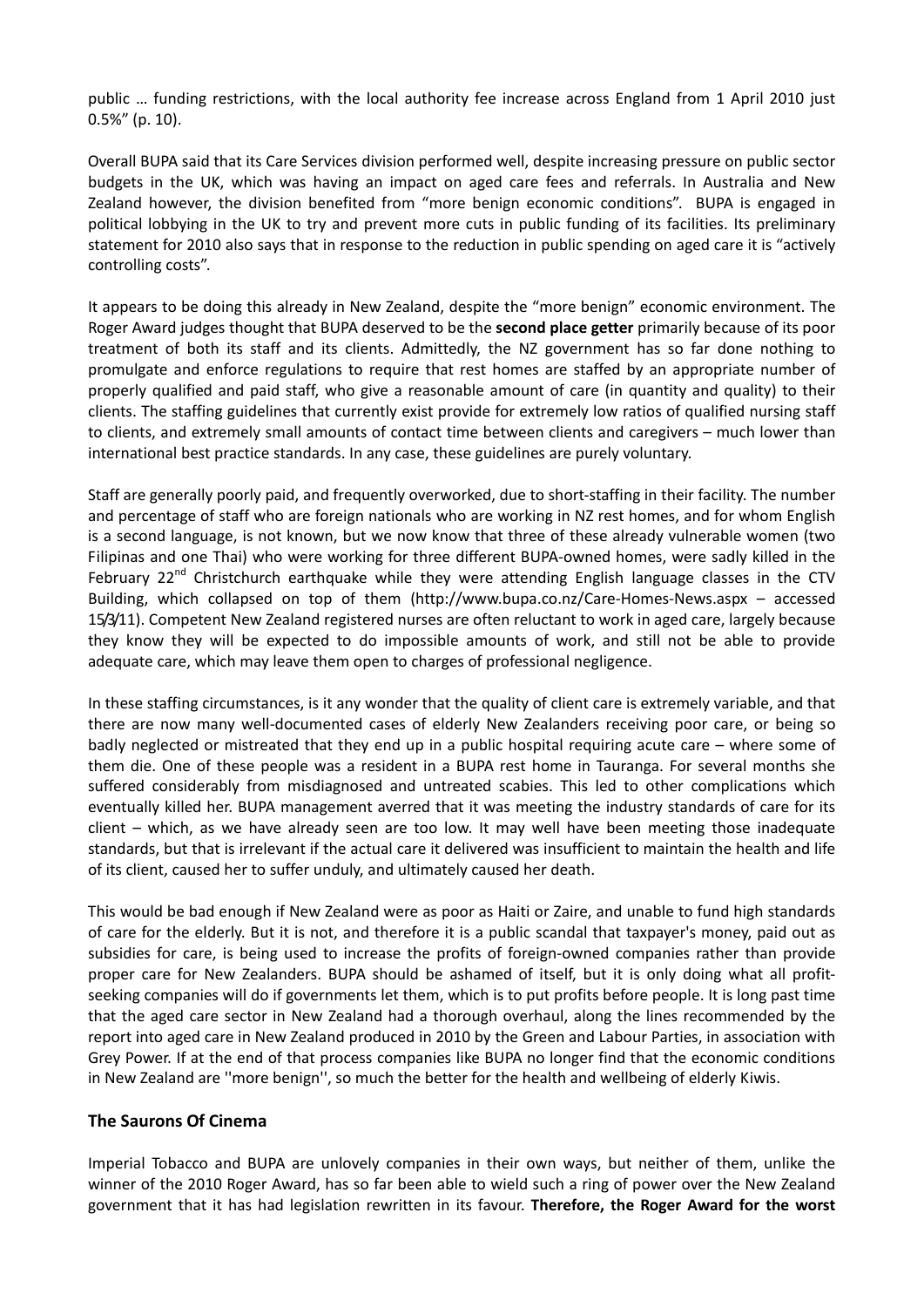public … funding restrictions, with the local authority fee increase across England from 1 April 2010 just 0.5%" (p. 10).

Overall BUPA said that its Care Services division performed well, despite increasing pressure on public sector budgets in the UK, which was having an impact on aged care fees and referrals. In Australia and New Zealand however, the division benefited from "more benign economic conditions". BUPA is engaged in political lobbying in the UK to try and prevent more cuts in public funding of its facilities. Its preliminary statement for 2010 also says that in response to the reduction in public spending on aged care it is "actively controlling costs".

It appears to be doing this already in New Zealand, despite the "more benign" economic environment. The Roger Award judges thought that BUPA deserved to be the **second place getter** primarily because of its poor treatment of both its staff and its clients. Admittedly, the NZ government has so far done nothing to promulgate and enforce regulations to require that rest homes are staffed by an appropriate number of properly qualified and paid staff, who give a reasonable amount of care (in quantity and quality) to their clients. The staffing guidelines that currently exist provide for extremely low ratios of qualified nursing staff to clients, and extremely small amounts of contact time between clients and caregivers – much lower than international best practice standards. In any case, these guidelines are purely voluntary.

Staff are generally poorly paid, and frequently overworked, due to short-staffing in their facility. The number and percentage of staff who are foreign nationals who are working in NZ rest homes, and for whom English is a second language, is not known, but we now know that three of these already vulnerable women (two Filipinas and one Thai) who were working for three different BUPA-owned homes, were sadly killed in the February 22nd Christchurch earthquake while they were attending English language classes in the CTV Building, which collapsed on top of them (http://www.bupa.co.nz/Care-Homes-News.aspx – accessed 15/3/11). Competent New Zealand registered nurses are often reluctant to work in aged care, largely because they know they will be expected to do impossible amounts of work, and still not be able to provide adequate care, which may leave them open to charges of professional negligence.

In these staffing circumstances, is it any wonder that the quality of client care is extremely variable, and that there are now many well-documented cases of elderly New Zealanders receiving poor care, or being so badly neglected or mistreated that they end up in a public hospital requiring acute care – where some of them die. One of these people was a resident in a BUPA rest home in Tauranga. For several months she suffered considerably from misdiagnosed and untreated scabies. This led to other complications which eventually killed her. BUPA management averred that it was meeting the industry standards of care for its client – which, as we have already seen are too low. It may well have been meeting those inadequate standards, but that is irrelevant if the actual care it delivered was insufficient to maintain the health and life of its client, caused her to suffer unduly, and ultimately caused her death.

This would be bad enough if New Zealand were as poor as Haiti or Zaire, and unable to fund high standards of care for the elderly. But it is not, and therefore it is a public scandal that taxpayer's money, paid out as subsidies for care, is being used to increase the profits of foreign-owned companies rather than provide proper care for New Zealanders. BUPA should be ashamed of itself, but it is only doing what all profit-seeking companies will do if governments let them, which is to put profits before people. It is long past time that the aged care sector in New Zealand had a thorough overhaul, along the lines recommended by the report into aged care in New Zealand produced in 2010 by the Green and Labour Parties, in association with Grey Power. If at the end of that process companies like BUPA no longer find that the economic conditions in New Zealand are ''more benign'', so much the better for the health and wellbeing of elderly Kiwis.

### The Saurons Of Cinema

Imperial Tobacco and BUPA are unlovely companies in their own ways, but neither of them, unlike the winner of the 2010 Roger Award, has so far been able to wield such a ring of power over the New Zealand government that it has had legislation rewritten in its favour. **Therefore, the Roger Award for the worst**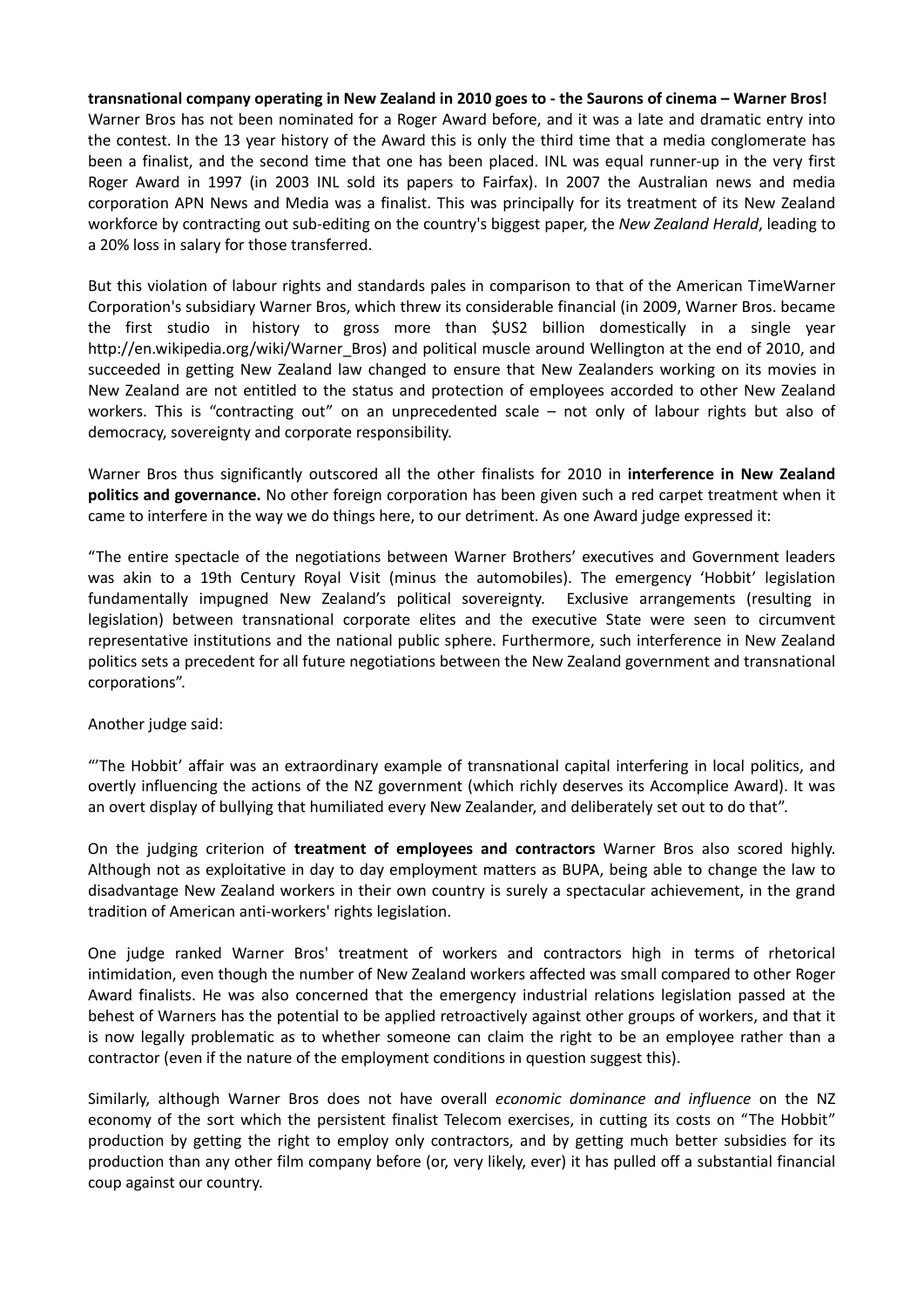**transnational company operating in New Zealand in 2010 goes to - the Saurons of cinema – Warner Bros!** Warner Bros has not been nominated for a Roger Award before, and it was a late and dramatic entry into the contest. In the 13 year history of the Award this is only the third time that a media conglomerate has been a finalist, and the second time that one has been placed. INL was equal runner-up in the very first Roger Award in 1997 (in 2003 INL sold its papers to Fairfax). In 2007 the Australian news and media corporation APN News and Media was a finalist. This was principally for its treatment of its New Zealand workforce by contracting out sub-editing on the country's biggest paper, the *New Zealand Herald*, leading to a 20% loss in salary for those transferred.

But this violation of labour rights and standards pales in comparison to that of the American TimeWarner Corporation's subsidiary Warner Bros, which threw its considerable financial (in 2009, Warner Bros. became the first studio in history to gross more than $US2 billion domestically in a single year http://en.wikipedia.org/wiki/Warner_Bros) and political muscle around Wellington at the end of 2010, and succeeded in getting New Zealand law changed to ensure that New Zealanders working on its movies in New Zealand are not entitled to the status and protection of employees accorded to other New Zealand workers. This is "contracting out" on an unprecedented scale – not only of labour rights but also of democracy, sovereignty and corporate responsibility.

Warner Bros thus significantly outscored all the other finalists for 2010 in **interference in New Zealand politics and governance.** No other foreign corporation has been given such a red carpet treatment when it came to interfere in the way we do things here, to our detriment. As one Award judge expressed it:

"The entire spectacle of the negotiations between Warner Brothers' executives and Government leaders was akin to a 19th Century Royal Visit (minus the automobiles). The emergency 'Hobbit' legislation fundamentally impugned New Zealand's political sovereignty. Exclusive arrangements (resulting in legislation) between transnational corporate elites and the executive State were seen to circumvent representative institutions and the national public sphere. Furthermore, such interference in New Zealand politics sets a precedent for all future negotiations between the New Zealand government and transnational corporations".

Another judge said:

"'The Hobbit' affair was an extraordinary example of transnational capital interfering in local politics, and overtly influencing the actions of the NZ government (which richly deserves its Accomplice Award). It was an overt display of bullying that humiliated every New Zealander, and deliberately set out to do that".

On the judging criterion of **treatment of employees and contractors** Warner Bros also scored highly. Although not as exploitative in day to day employment matters as BUPA, being able to change the law to disadvantage New Zealand workers in their own country is surely a spectacular achievement, in the grand tradition of American anti-workers' rights legislation.

One judge ranked Warner Bros' treatment of workers and contractors high in terms of rhetorical intimidation, even though the number of New Zealand workers affected was small compared to other Roger Award finalists. He was also concerned that the emergency industrial relations legislation passed at the behest of Warners has the potential to be applied retroactively against other groups of workers, and that it is now legally problematic as to whether someone can claim the right to be an employee rather than a contractor (even if the nature of the employment conditions in question suggest this).

Similarly, although Warner Bros does not have overall *economic dominance and influence* on the NZ economy of the sort which the persistent finalist Telecom exercises, in cutting its costs on "The Hobbit" production by getting the right to employ only contractors, and by getting much better subsidies for its production than any other film company before (or, very likely, ever) it has pulled off a substantial financial coup against our country.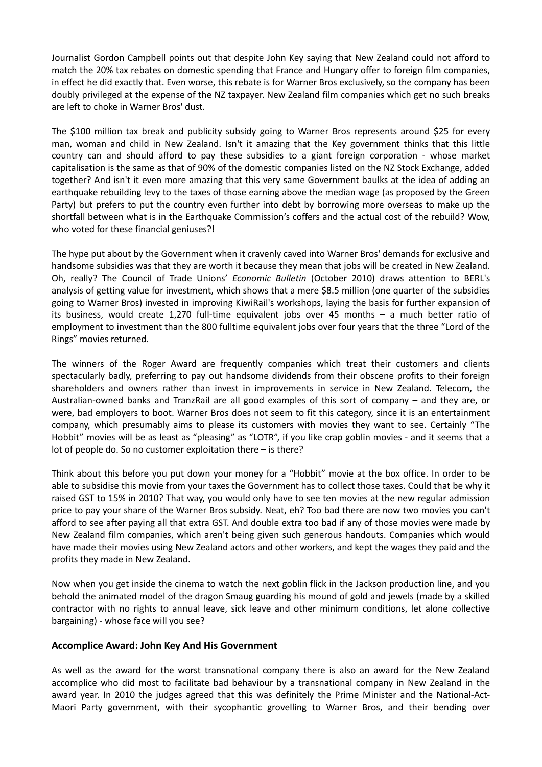Journalist Gordon Campbell points out that despite John Key saying that New Zealand could not afford to match the 20% tax rebates on domestic spending that France and Hungary offer to foreign film companies, in effect he did exactly that. Even worse, this rebate is for Warner Bros exclusively, so the company has been doubly privileged at the expense of the NZ taxpayer. New Zealand film companies which get no such breaks are left to choke in Warner Bros' dust.

The $100 million tax break and publicity subsidy going to Warner Bros represents around $25 for every man, woman and child in New Zealand. Isn't it amazing that the Key government thinks that this little country can and should afford to pay these subsidies to a giant foreign corporation - whose market capitalisation is the same as that of 90% of the domestic companies listed on the NZ Stock Exchange, added together? And isn't it even more amazing that this very same Government baulks at the idea of adding an earthquake rebuilding levy to the taxes of those earning above the median wage (as proposed by the Green Party) but prefers to put the country even further into debt by borrowing more overseas to make up the shortfall between what is in the Earthquake Commission's coffers and the actual cost of the rebuild? Wow, who voted for these financial geniuses?!

The hype put about by the Government when it cravenly caved into Warner Bros' demands for exclusive and handsome subsidies was that they are worth it because they mean that jobs will be created in New Zealand. Oh, really? The Council of Trade Unions' *Economic Bulletin* (October 2010) draws attention to BERL's analysis of getting value for investment, which shows that a mere $8.5 million (one quarter of the subsidies going to Warner Bros) invested in improving KiwiRail's workshops, laying the basis for further expansion of its business, would create 1,270 full-time equivalent jobs over 45 months – a much better ratio of employment to investment than the 800 fulltime equivalent jobs over four years that the three "Lord of the Rings" movies returned.

The winners of the Roger Award are frequently companies which treat their customers and clients spectacularly badly, preferring to pay out handsome dividends from their obscene profits to their foreign shareholders and owners rather than invest in improvements in service in New Zealand. Telecom, the Australian-owned banks and TranzRail are all good examples of this sort of company – and they are, or were, bad employers to boot. Warner Bros does not seem to fit this category, since it is an entertainment company, which presumably aims to please its customers with movies they want to see. Certainly "The Hobbit" movies will be as least as "pleasing" as "LOTR", if you like crap goblin movies - and it seems that a lot of people do. So no customer exploitation there – is there?

Think about this before you put down your money for a "Hobbit" movie at the box office. In order to be able to subsidise this movie from your taxes the Government has to collect those taxes. Could that be why it raised GST to 15% in 2010? That way, you would only have to see ten movies at the new regular admission price to pay your share of the Warner Bros subsidy. Neat, eh? Too bad there are now two movies you can't afford to see after paying all that extra GST. And double extra too bad if any of those movies were made by New Zealand film companies, which aren't being given such generous handouts. Companies which would have made their movies using New Zealand actors and other workers, and kept the wages they paid and the profits they made in New Zealand.

Now when you get inside the cinema to watch the next goblin flick in the Jackson production line, and you behold the animated model of the dragon Smaug guarding his mound of gold and jewels (made by a skilled contractor with no rights to annual leave, sick leave and other minimum conditions, let alone collective bargaining) - whose face will you see?

### Accomplice Award: John Key And His Government

As well as the award for the worst transnational company there is also an award for the New Zealand accomplice who did most to facilitate bad behaviour by a transnational company in New Zealand in the award year. In 2010 the judges agreed that this was definitely the Prime Minister and the National-Act-Maori Party government, with their sycophantic grovelling to Warner Bros, and their bending over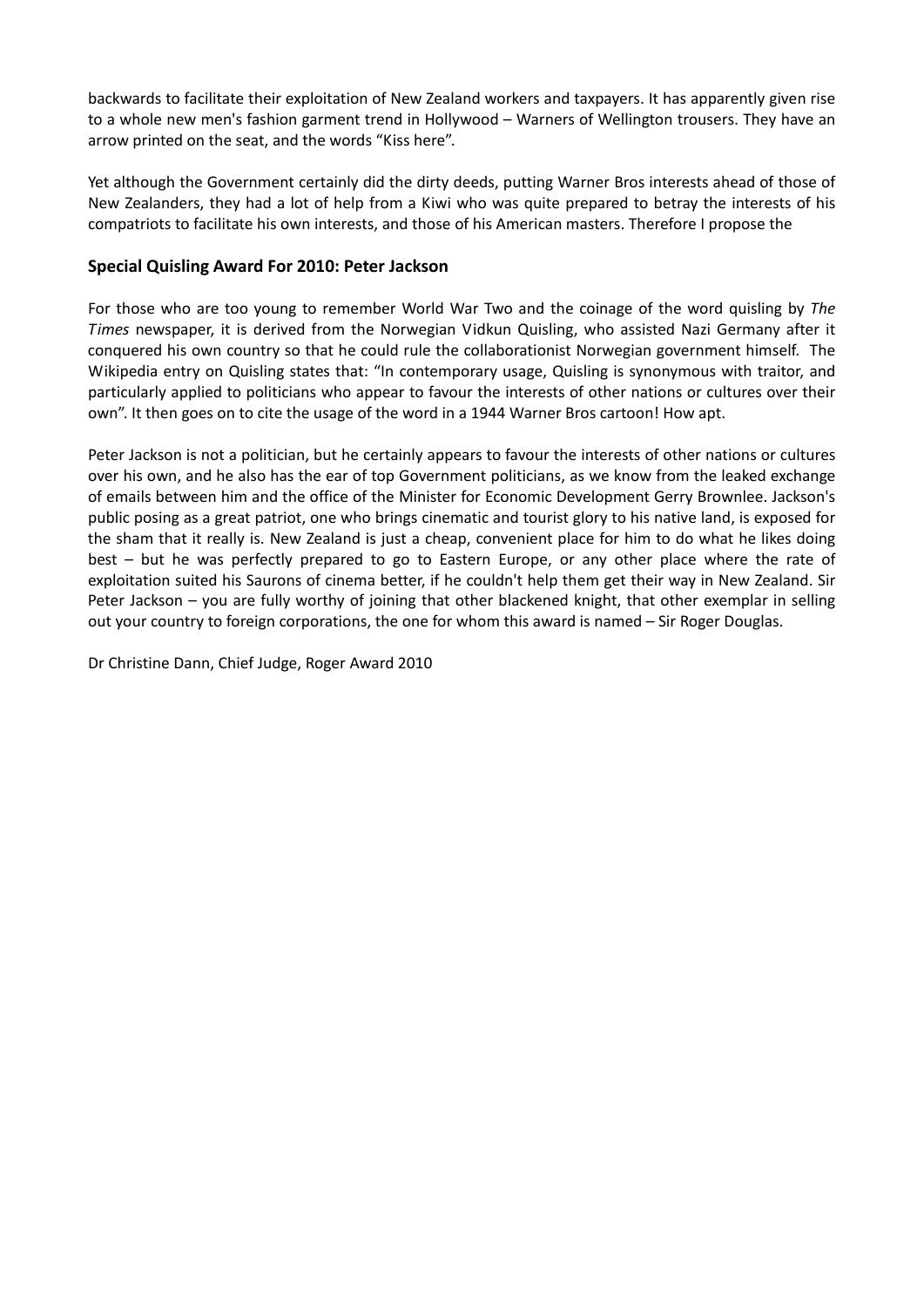backwards to facilitate their exploitation of New Zealand workers and taxpayers. It has apparently given rise to a whole new men's fashion garment trend in Hollywood – Warners of Wellington trousers. They have an arrow printed on the seat, and the words "Kiss here".

Yet although the Government certainly did the dirty deeds, putting Warner Bros interests ahead of those of New Zealanders, they had a lot of help from a Kiwi who was quite prepared to betray the interests of his compatriots to facilitate his own interests, and those of his American masters. Therefore I propose the

### Special Quisling Award For 2010: Peter Jackson

For those who are too young to remember World War Two and the coinage of the word quisling by *The Times* newspaper, it is derived from the Norwegian Vidkun Quisling, who assisted Nazi Germany after it conquered his own country so that he could rule the collaborationist Norwegian government himself. The Wikipedia entry on Quisling states that: "In contemporary usage, Quisling is synonymous with traitor, and particularly applied to politicians who appear to favour the interests of other nations or cultures over their own". It then goes on to cite the usage of the word in a 1944 Warner Bros cartoon! How apt.

Peter Jackson is not a politician, but he certainly appears to favour the interests of other nations or cultures over his own, and he also has the ear of top Government politicians, as we know from the leaked exchange of emails between him and the office of the Minister for Economic Development Gerry Brownlee. Jackson's public posing as a great patriot, one who brings cinematic and tourist glory to his native land, is exposed for the sham that it really is. New Zealand is just a cheap, convenient place for him to do what he likes doing best – but he was perfectly prepared to go to Eastern Europe, or any other place where the rate of exploitation suited his Saurons of cinema better, if he couldn't help them get their way in New Zealand. Sir Peter Jackson – you are fully worthy of joining that other blackened knight, that other exemplar in selling out your country to foreign corporations, the one for whom this award is named – Sir Roger Douglas.

Dr Christine Dann, Chief Judge, Roger Award 2010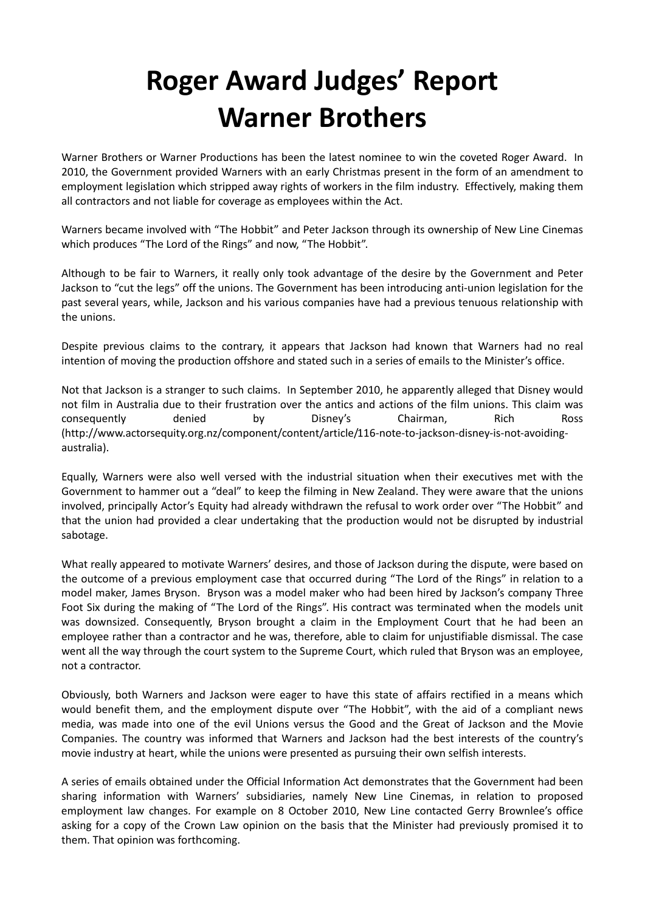# Roger Award Judges' Report
# Warner Brothers

Warner Brothers or Warner Productions has been the latest nominee to win the coveted Roger Award. In 2010, the Government provided Warners with an early Christmas present in the form of an amendment to employment legislation which stripped away rights of workers in the film industry. Effectively, making them all contractors and not liable for coverage as employees within the Act.

Warners became involved with "The Hobbit" and Peter Jackson through its ownership of New Line Cinemas which produces "The Lord of the Rings" and now, "The Hobbit".

Although to be fair to Warners, it really only took advantage of the desire by the Government and Peter Jackson to "cut the legs" off the unions. The Government has been introducing anti-union legislation for the past several years, while, Jackson and his various companies have had a previous tenuous relationship with the unions.

Despite previous claims to the contrary, it appears that Jackson had known that Warners had no real intention of moving the production offshore and stated such in a series of emails to the Minister's office.

Not that Jackson is a stranger to such claims. In September 2010, he apparently alleged that Disney would not film in Australia due to their frustration over the antics and actions of the film unions. This claim was consequently denied by Disney's Chairman, Rich Ross (http://www.actorsequity.org.nz/component/content/article/116-note-to-jackson-disney-is-not-avoiding-australia).

Equally, Warners were also well versed with the industrial situation when their executives met with the Government to hammer out a "deal" to keep the filming in New Zealand. They were aware that the unions involved, principally Actor's Equity had already withdrawn the refusal to work order over "The Hobbit" and that the union had provided a clear undertaking that the production would not be disrupted by industrial sabotage.

What really appeared to motivate Warners' desires, and those of Jackson during the dispute, were based on the outcome of a previous employment case that occurred during "The Lord of the Rings" in relation to a model maker, James Bryson. Bryson was a model maker who had been hired by Jackson's company Three Foot Six during the making of "The Lord of the Rings". His contract was terminated when the models unit was downsized. Consequently, Bryson brought a claim in the Employment Court that he had been an employee rather than a contractor and he was, therefore, able to claim for unjustifiable dismissal. The case went all the way through the court system to the Supreme Court, which ruled that Bryson was an employee, not a contractor.

Obviously, both Warners and Jackson were eager to have this state of affairs rectified in a means which would benefit them, and the employment dispute over "The Hobbit", with the aid of a compliant news media, was made into one of the evil Unions versus the Good and the Great of Jackson and the Movie Companies. The country was informed that Warners and Jackson had the best interests of the country's movie industry at heart, while the unions were presented as pursuing their own selfish interests.

A series of emails obtained under the Official Information Act demonstrates that the Government had been sharing information with Warners' subsidiaries, namely New Line Cinemas, in relation to proposed employment law changes. For example on 8 October 2010, New Line contacted Gerry Brownlee's office asking for a copy of the Crown Law opinion on the basis that the Minister had previously promised it to them. That opinion was forthcoming.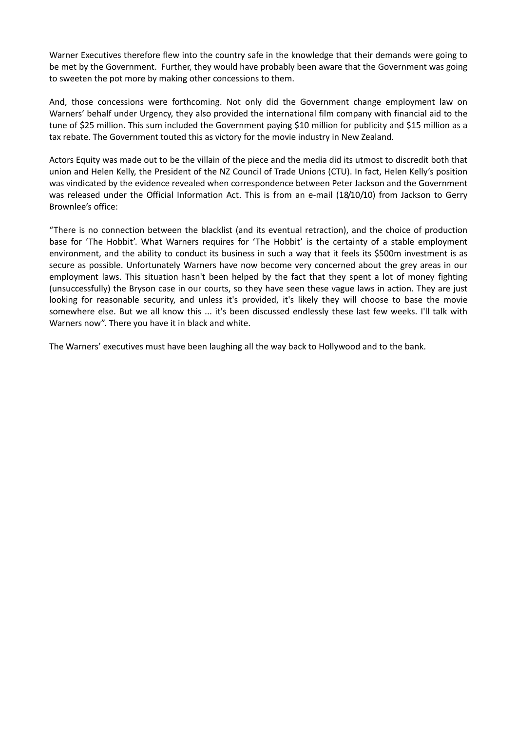Warner Executives therefore flew into the country safe in the knowledge that their demands were going to be met by the Government. Further, they would have probably been aware that the Government was going to sweeten the pot more by making other concessions to them.

And, those concessions were forthcoming. Not only did the Government change employment law on Warners' behalf under Urgency, they also provided the international film company with financial aid to the tune of $25 million. This sum included the Government paying $10 million for publicity and $15 million as a tax rebate. The Government touted this as victory for the movie industry in New Zealand.

Actors Equity was made out to be the villain of the piece and the media did its utmost to discredit both that union and Helen Kelly, the President of the NZ Council of Trade Unions (CTU). In fact, Helen Kelly's position was vindicated by the evidence revealed when correspondence between Peter Jackson and the Government was released under the Official Information Act. This is from an e-mail (18/10/10) from Jackson to Gerry Brownlee's office:

"There is no connection between the blacklist (and its eventual retraction), and the choice of production base for 'The Hobbit'. What Warners requires for 'The Hobbit' is the certainty of a stable employment environment, and the ability to conduct its business in such a way that it feels its $500m investment is as secure as possible. Unfortunately Warners have now become very concerned about the grey areas in our employment laws. This situation hasn't been helped by the fact that they spent a lot of money fighting (unsuccessfully) the Bryson case in our courts, so they have seen these vague laws in action. They are just looking for reasonable security, and unless it's provided, it's likely they will choose to base the movie somewhere else. But we all know this ... it's been discussed endlessly these last few weeks. I'll talk with Warners now". There you have it in black and white.

The Warners' executives must have been laughing all the way back to Hollywood and to the bank.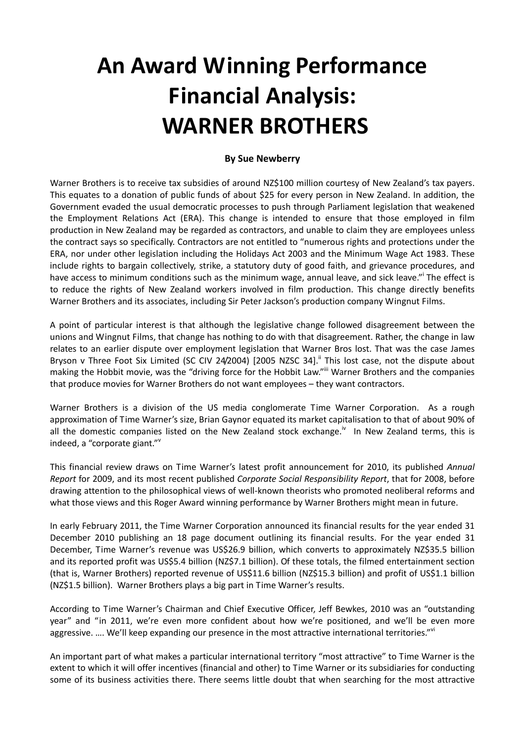# An Award Winning Performance Financial Analysis: WARNER BROTHERS

**By Sue Newberry**

Warner Brothers is to receive tax subsidies of around NZ$100 million courtesy of New Zealand's tax payers. This equates to a donation of public funds of about $25 for every person in New Zealand. In addition, the Government evaded the usual democratic processes to push through Parliament legislation that weakened the Employment Relations Act (ERA). This change is intended to ensure that those employed in film production in New Zealand may be regarded as contractors, and unable to claim they are employees unless the contract says so specifically. Contractors are not entitled to "numerous rights and protections under the ERA, nor under other legislation including the Holidays Act 2003 and the Minimum Wage Act 1983. These include rights to bargain collectively, strike, a statutory duty of good faith, and grievance procedures, and have access to minimum conditions such as the minimum wage, annual leave, and sick leave."[i] The effect is to reduce the rights of New Zealand workers involved in film production. This change directly benefits Warner Brothers and its associates, including Sir Peter Jackson's production company Wingnut Films.

A point of particular interest is that although the legislative change followed disagreement between the unions and Wingnut Films, that change has nothing to do with that disagreement. Rather, the change in law relates to an earlier dispute over employment legislation that Warner Bros lost. That was the case James Bryson v Three Foot Six Limited (SC CIV 24/2004) [2005 NZSC 34].[ii] This lost case, not the dispute about making the Hobbit movie, was the "driving force for the Hobbit Law."[iii] Warner Brothers and the companies that produce movies for Warner Brothers do not want employees – they want contractors.

Warner Brothers is a division of the US media conglomerate Time Warner Corporation. As a rough approximation of Time Warner's size, Brian Gaynor equated its market capitalisation to that of about 90% of all the domestic companies listed on the New Zealand stock exchange.[iv] In New Zealand terms, this is indeed, a "corporate giant."[v]

This financial review draws on Time Warner's latest profit announcement for 2010, its published *Annual Report* for 2009, and its most recent published *Corporate Social Responsibility Report*, that for 2008, before drawing attention to the philosophical views of well-known theorists who promoted neoliberal reforms and what those views and this Roger Award winning performance by Warner Brothers might mean in future.

In early February 2011, the Time Warner Corporation announced its financial results for the year ended 31 December 2010 publishing an 18 page document outlining its financial results. For the year ended 31 December, Time Warner's revenue was US$26.9 billion, which converts to approximately NZ$35.5 billion and its reported profit was US$5.4 billion (NZ$7.1 billion). Of these totals, the filmed entertainment section (that is, Warner Brothers) reported revenue of US$11.6 billion (NZ$15.3 billion) and profit of US$1.1 billion (NZ$1.5 billion). Warner Brothers plays a big part in Time Warner's results.

According to Time Warner's Chairman and Chief Executive Officer, Jeff Bewkes, 2010 was an "outstanding year" and "in 2011, we're even more confident about how we're positioned, and we'll be even more aggressive. …. We'll keep expanding our presence in the most attractive international territories."[vi]

An important part of what makes a particular international territory "most attractive" to Time Warner is the extent to which it will offer incentives (financial and other) to Time Warner or its subsidiaries for conducting some of its business activities there. There seems little doubt that when searching for the most attractive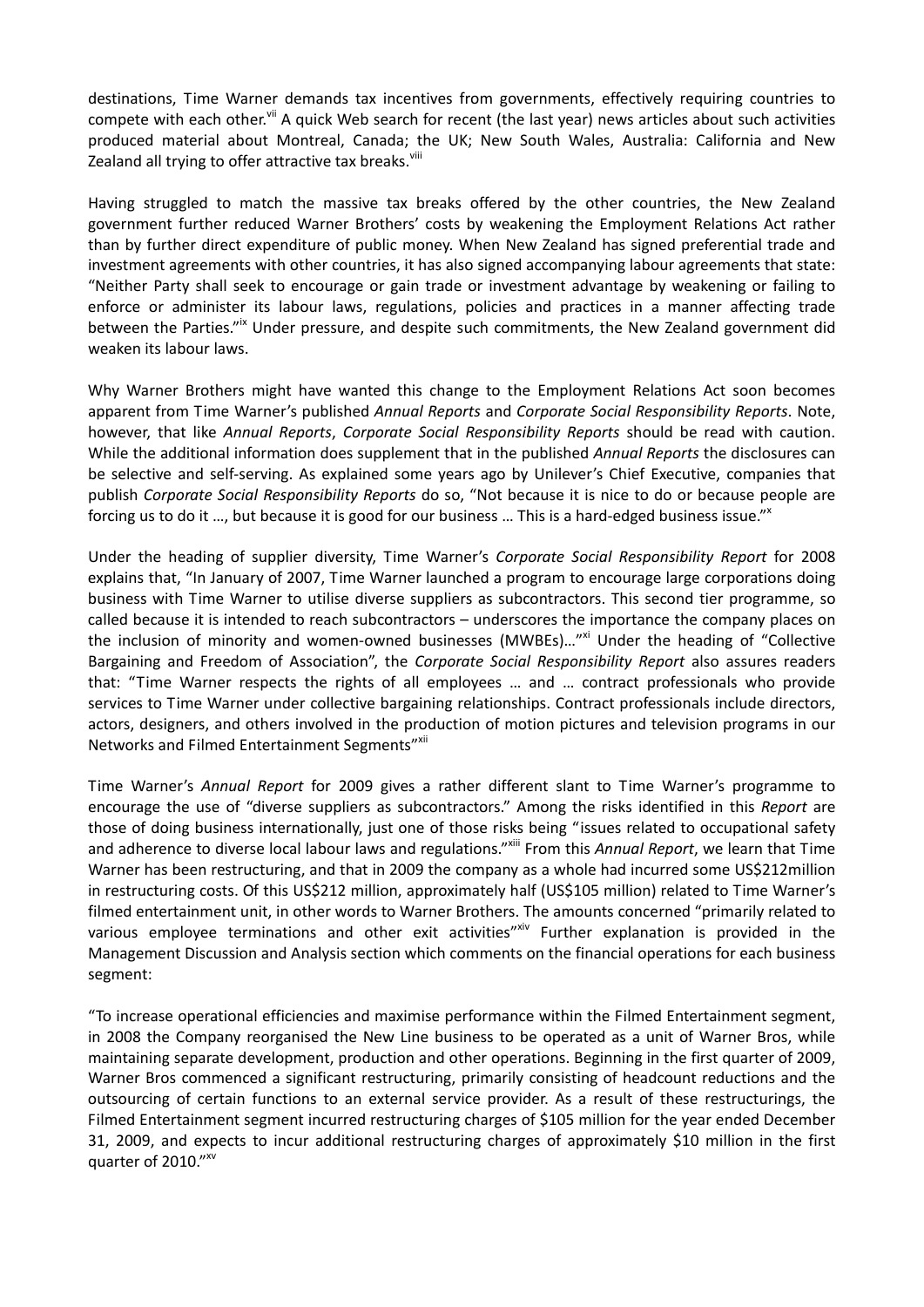destinations, Time Warner demands tax incentives from governments, effectively requiring countries to compete with each other.[vii] A quick Web search for recent (the last year) news articles about such activities produced material about Montreal, Canada; the UK; New South Wales, Australia: California and New Zealand all trying to offer attractive tax breaks.[viii]

Having struggled to match the massive tax breaks offered by the other countries, the New Zealand government further reduced Warner Brothers' costs by weakening the Employment Relations Act rather than by further direct expenditure of public money. When New Zealand has signed preferential trade and investment agreements with other countries, it has also signed accompanying labour agreements that state: "Neither Party shall seek to encourage or gain trade or investment advantage by weakening or failing to enforce or administer its labour laws, regulations, policies and practices in a manner affecting trade between the Parties."[ix] Under pressure, and despite such commitments, the New Zealand government did weaken its labour laws.

Why Warner Brothers might have wanted this change to the Employment Relations Act soon becomes apparent from Time Warner's published *Annual Reports* and *Corporate Social Responsibility Reports*. Note, however, that like *Annual Reports*, *Corporate Social Responsibility Reports* should be read with caution. While the additional information does supplement that in the published *Annual Reports* the disclosures can be selective and self-serving. As explained some years ago by Unilever's Chief Executive, companies that publish *Corporate Social Responsibility Reports* do so, "Not because it is nice to do or because people are forcing us to do it …, but because it is good for our business … This is a hard-edged business issue."[x]

Under the heading of supplier diversity, Time Warner's *Corporate Social Responsibility Report* for 2008 explains that, "In January of 2007, Time Warner launched a program to encourage large corporations doing business with Time Warner to utilise diverse suppliers as subcontractors. This second tier programme, so called because it is intended to reach subcontractors – underscores the importance the company places on the inclusion of minority and women-owned businesses (MWBEs)…"[xi] Under the heading of "Collective Bargaining and Freedom of Association", the *Corporate Social Responsibility Report* also assures readers that: "Time Warner respects the rights of all employees … and … contract professionals who provide services to Time Warner under collective bargaining relationships. Contract professionals include directors, actors, designers, and others involved in the production of motion pictures and television programs in our Networks and Filmed Entertainment Segments"[xii]

Time Warner's *Annual Report* for 2009 gives a rather different slant to Time Warner's programme to encourage the use of "diverse suppliers as subcontractors." Among the risks identified in this *Report* are those of doing business internationally, just one of those risks being "issues related to occupational safety and adherence to diverse local labour laws and regulations."[xiii] From this *Annual Report*, we learn that Time Warner has been restructuring, and that in 2009 the company as a whole had incurred some US$212million in restructuring costs. Of this US$212 million, approximately half (US$105 million) related to Time Warner's filmed entertainment unit, in other words to Warner Brothers. The amounts concerned "primarily related to various employee terminations and other exit activities"[xiv] Further explanation is provided in the Management Discussion and Analysis section which comments on the financial operations for each business segment:

"To increase operational efficiencies and maximise performance within the Filmed Entertainment segment, in 2008 the Company reorganised the New Line business to be operated as a unit of Warner Bros, while maintaining separate development, production and other operations. Beginning in the first quarter of 2009, Warner Bros commenced a significant restructuring, primarily consisting of headcount reductions and the outsourcing of certain functions to an external service provider. As a result of these restructurings, the Filmed Entertainment segment incurred restructuring charges of $105 million for the year ended December 31, 2009, and expects to incur additional restructuring charges of approximately $10 million in the first quarter of 2010."[xv]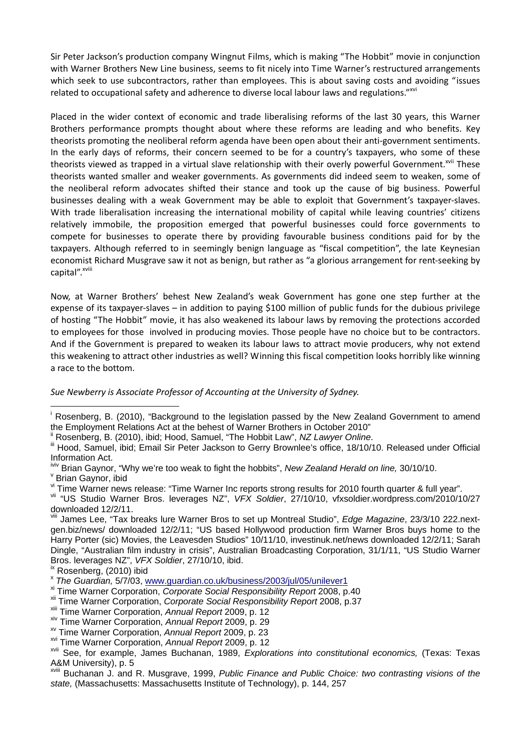Sir Peter Jackson's production company Wingnut Films, which is making "The Hobbit" movie in conjunction with Warner Brothers New Line business, seems to fit nicely into Time Warner's restructured arrangements which seek to use subcontractors, rather than employees. This is about saving costs and avoiding "issues related to occupational safety and adherence to diverse local labour laws and regulations."[xvi]

Placed in the wider context of economic and trade liberalising reforms of the last 30 years, this Warner Brothers performance prompts thought about where these reforms are leading and who benefits. Key theorists promoting the neoliberal reform agenda have been open about their anti-government sentiments. In the early days of reforms, their concern seemed to be for a country's taxpayers, who some of these theorists viewed as trapped in a virtual slave relationship with their overly powerful Government.[xvii] These theorists wanted smaller and weaker governments. As governments did indeed seem to weaken, some of the neoliberal reform advocates shifted their stance and took up the cause of big business. Powerful businesses dealing with a weak Government may be able to exploit that Government's taxpayer-slaves. With trade liberalisation increasing the international mobility of capital while leaving countries' citizens relatively immobile, the proposition emerged that powerful businesses could force governments to compete for businesses to operate there by providing favourable business conditions paid for by the taxpayers. Although referred to in seemingly benign language as "fiscal competition", the late Keynesian economist Richard Musgrave saw it not as benign, but rather as "a glorious arrangement for rent-seeking by capital".[xviii]

Now, at Warner Brothers' behest New Zealand's weak Government has gone one step further at the expense of its taxpayer-slaves – in addition to paying $100 million of public funds for the dubious privilege of hosting "The Hobbit" movie, it has also weakened its labour laws by removing the protections accorded to employees for those involved in producing movies. Those people have no choice but to be contractors. And if the Government is prepared to weaken its labour laws to attract movie producers, why not extend this weakening to attract other industries as well? Winning this fiscal competition looks horribly like winning a race to the bottom.

*Sue Newberry is Associate Professor of Accounting at the University of Sydney.*

---

[i] Rosenberg, B. (2010), "Background to the legislation passed by the New Zealand Government to amend the Employment Relations Act at the behest of Warner Brothers in October 2010"

[ii] Rosenberg, B. (2010), ibid; Hood, Samuel, "The Hobbit Law", *NZ Lawyer Online*.

[iii] Hood, Samuel, ibid; Email Sir Peter Jackson to Gerry Brownlee's office, 18/10/10. Released under Official Information Act.

[iviv] Brian Gaynor, "Why we're too weak to fight the hobbits", *New Zealand Herald on line,* 30/10/10.

[v] Brian Gaynor, ibid

[vi] Time Warner news release: "Time Warner Inc reports strong results for 2010 fourth quarter & full year".

[vii] "US Studio Warner Bros. leverages NZ", *VFX Soldier*, 27/10/10, vfxsoldier.wordpress.com/2010/10/27 downloaded 12/2/11.

[viii] James Lee, "Tax breaks lure Warner Bros to set up Montreal Studio", *Edge Magazine*, 23/3/10 222.next-gen.biz/news/ downloaded 12/2/11; "US based Hollywood production firm Warner Bros buys home to the Harry Porter (sic) Movies, the Leavesden Studios" 10/11/10, investinuk.net/news downloaded 12/2/11; Sarah Dingle, "Australian film industry in crisis", Australian Broadcasting Corporation, 31/1/11, "US Studio Warner Bros. leverages NZ", *VFX Soldier*, 27/10/10, ibid.

[ix] Rosenberg, (2010) ibid

[x] *The Guardian,* 5/7/03, www.guardian.co.uk/business/2003/jul/05/unilever1

[xi] Time Warner Corporation, *Corporate Social Responsibility Report* 2008, p.40

[xii] Time Warner Corporation, *Corporate Social Responsibility Report* 2008, p.37

[xiii] Time Warner Corporation, *Annual Report* 2009, p. 12

[xiv] Time Warner Corporation, *Annual Report* 2009, p. 29

[xv] Time Warner Corporation, *Annual Report* 2009, p. 23

[xvi] Time Warner Corporation, *Annual Report* 2009, p. 12

[xvii] See, for example, James Buchanan, 1989, *Explorations into constitutional economics,* (Texas: Texas A&M University), p. 5

[xviii] Buchanan J. and R. Musgrave, 1999, *Public Finance and Public Choice: two contrasting visions of the state,* (Massachusetts: Massachusetts Institute of Technology), p. 144, 257